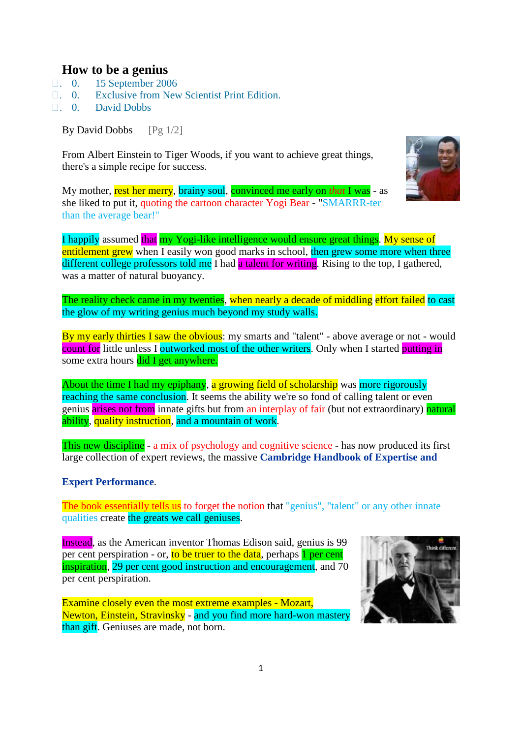# How to be a genius

- 0. 15 September 2006
- 0. Exclusive from New Scientist Print Edition.
- 0. David Dobbs

By David Dobbs [Pg 1/2]

From Albert Einstein to Tiger Woods, if you want to achieve great things, there's a simple recipe for success.

My mother, rest her merry, brainy soul, convinced me early on *that* I was - as she liked to put it, quoting the cartoon character Yogi Bear - "SMARRR-ter than the average bear!"

I happily assumed that my Yogi-like intelligence would ensure great things. My sense of entitlement grew when I easily won good marks in school, then grew some more when three different college professors told me I had a talent for writing. Rising to the top, I gathered, was a matter of natural buoyancy.

The reality check came in my twenties, when nearly a decade of middling effort failed to cast the glow of my writing genius much beyond my study walls.

By my early thirties I saw the obvious: my smarts and "talent" - above average or not - would count for little unless I outworked most of the other writers. Only when I started putting in some extra hours did I get anywhere.

About the time I had my epiphany, a growing field of scholarship was more rigorously reaching the same conclusion. It seems the ability we're so fond of calling talent or even genius arises not from innate gifts but from an interplay of fair (but not extraordinary) natural ability, quality instruction, and a mountain of work.

This new discipline - a mix of psychology and cognitive science - has now produced its first large collection of expert reviews, the massive **Cambridge Handbook of Expertise and Expert Performance**.

The book essentially tells us to forget the notion that "genius", "talent" or any other innate qualities create the greats we call geniuses.

Instead, as the American inventor Thomas Edison said, genius is 99 per cent perspiration - or, to be truer to the data, perhaps 1 per cent inspiration, 29 per cent good instruction and encouragement, and 70 per cent perspiration.

Examine closely even the most extreme examples - Mozart, Newton, Einstein, Stravinsky - and you find more hard-won mastery than gift. Geniuses are made, not born.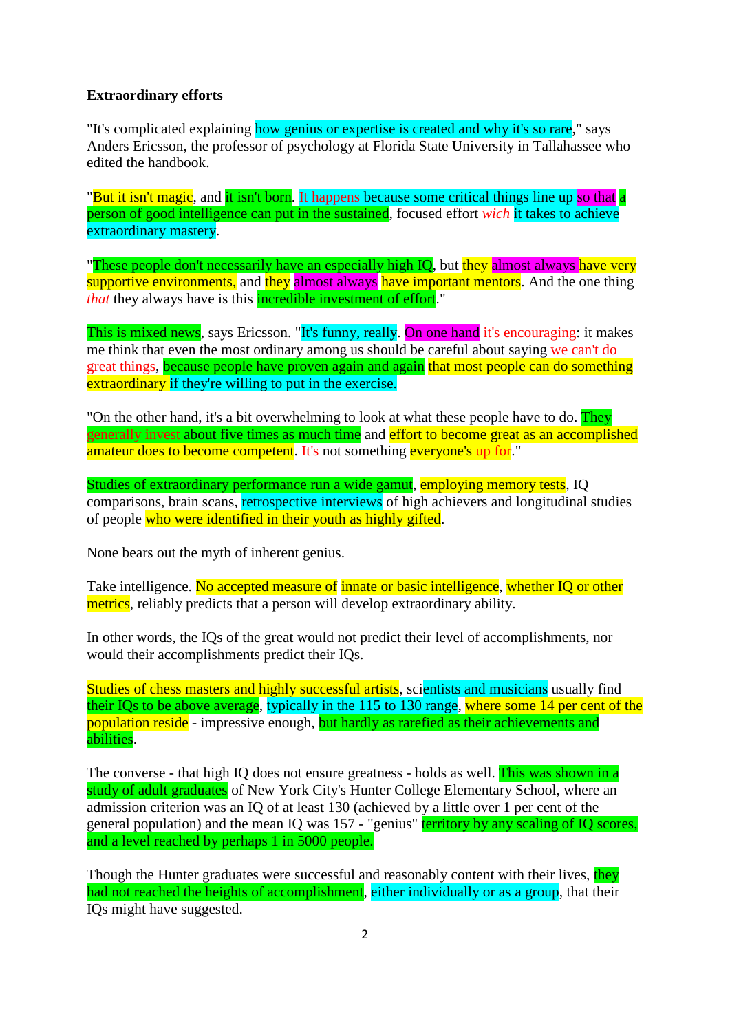**Extraordinary efforts**

"It's complicated explaining how genius or expertise is created and why it's so rare," says Anders Ericsson, the professor of psychology at Florida State University in Tallahassee who edited the handbook.

"But it isn't magic, and it isn't born. It happens because some critical things line up so that a person of good intelligence can put in the sustained, focused effort *wich* it takes to achieve extraordinary mastery.

"These people don't necessarily have an especially high IQ, but they almost always have very supportive environments, and they almost always have important mentors. And the one thing *that* they always have is this incredible investment of effort."

This is mixed news, says Ericsson. "It's funny, really. On one hand it's encouraging: it makes me think that even the most ordinary among us should be careful about saying we can't do great things, because people have proven again and again that most people can do something extraordinary if they're willing to put in the exercise.

"On the other hand, it's a bit overwhelming to look at what these people have to do. They generally invest about five times as much time and effort to become great as an accomplished amateur does to become competent. It's not something everyone's up for."

Studies of extraordinary performance run a wide gamut, employing memory tests, IQ comparisons, brain scans, retrospective interviews of high achievers and longitudinal studies of people who were identified in their youth as highly gifted.

None bears out the myth of inherent genius.

Take intelligence. No accepted measure of innate or basic intelligence, whether IQ or other metrics, reliably predicts that a person will develop extraordinary ability.

In other words, the IQs of the great would not predict their level of accomplishments, nor would their accomplishments predict their IQs.

Studies of chess masters and highly successful artists, scientists and musicians usually find their IQs to be above average, typically in the 115 to 130 range, where some 14 per cent of the population reside - impressive enough, but hardly as rarefied as their achievements and abilities.

The converse - that high IQ does not ensure greatness - holds as well. This was shown in a study of adult graduates of New York City's Hunter College Elementary School, where an admission criterion was an IQ of at least 130 (achieved by a little over 1 per cent of the general population) and the mean IQ was 157 - "genius" territory by any scaling of IQ scores, and a level reached by perhaps 1 in 5000 people.

Though the Hunter graduates were successful and reasonably content with their lives, they had not reached the heights of accomplishment, either individually or as a group, that their IQs might have suggested.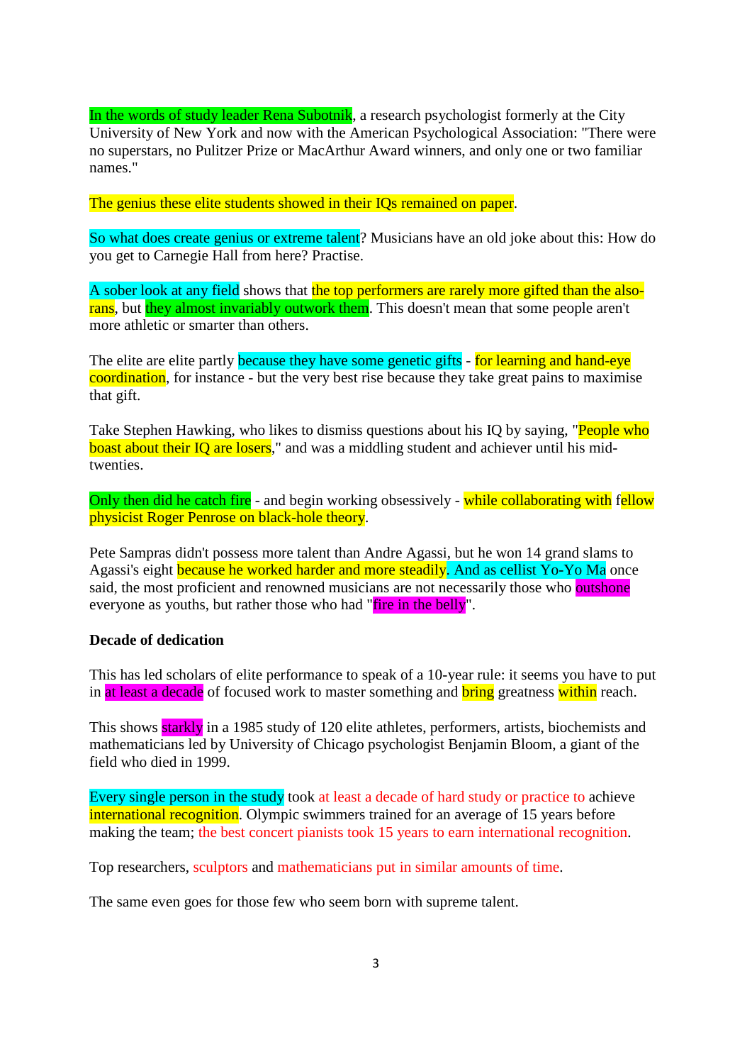In the words of study leader Rena Subotnik, a research psychologist formerly at the City University of New York and now with the American Psychological Association: "There were no superstars, no Pulitzer Prize or MacArthur Award winners, and only one or two familiar names."

The genius these elite students showed in their IQs remained on paper.

So what does create genius or extreme talent? Musicians have an old joke about this: How do you get to Carnegie Hall from here? Practise.

A sober look at any field shows that the top performers are rarely more gifted than the also-rans, but they almost invariably outwork them. This doesn't mean that some people aren't more athletic or smarter than others.

The elite are elite partly because they have some genetic gifts - for learning and hand-eye coordination, for instance - but the very best rise because they take great pains to maximise that gift.

Take Stephen Hawking, who likes to dismiss questions about his IQ by saying, "People who boast about their IQ are losers," and was a middling student and achiever until his mid-twenties.

Only then did he catch fire - and begin working obsessively - while collaborating with fellow physicist Roger Penrose on black-hole theory.

Pete Sampras didn't possess more talent than Andre Agassi, but he won 14 grand slams to Agassi's eight because he worked harder and more steadily. And as cellist Yo-Yo Ma once said, the most proficient and renowned musicians are not necessarily those who outshone everyone as youths, but rather those who had "fire in the belly".

**Decade of dedication**

This has led scholars of elite performance to speak of a 10-year rule: it seems you have to put in at least a decade of focused work to master something and bring greatness within reach.

This shows starkly in a 1985 study of 120 elite athletes, performers, artists, biochemists and mathematicians led by University of Chicago psychologist Benjamin Bloom, a giant of the field who died in 1999.

Every single person in the study took at least a decade of hard study or practice to achieve international recognition. Olympic swimmers trained for an average of 15 years before making the team; the best concert pianists took 15 years to earn international recognition.

Top researchers, sculptors and mathematicians put in similar amounts of time.

The same even goes for those few who seem born with supreme talent.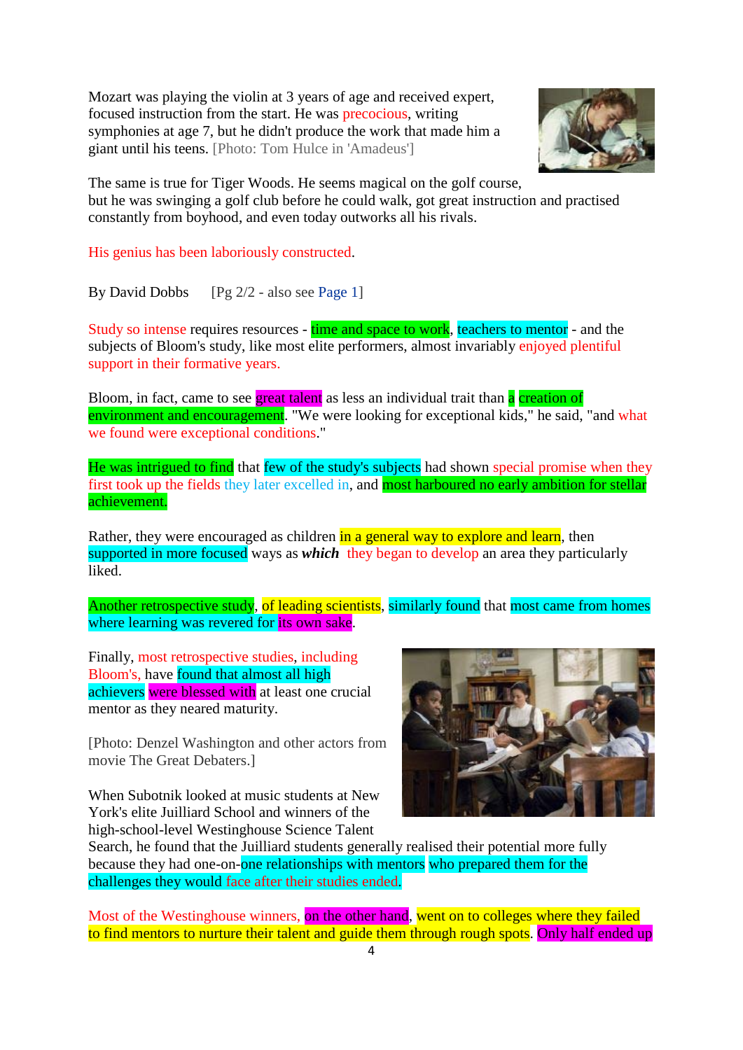Mozart was playing the violin at 3 years of age and received expert, focused instruction from the start. He was precocious, writing symphonies at age 7, but he didn't produce the work that made him a giant until his teens. [Photo: Tom Hulce in 'Amadeus']

The same is true for Tiger Woods. He seems magical on the golf course, but he was swinging a golf club before he could walk, got great instruction and practised constantly from boyhood, and even today outworks all his rivals.

His genius has been laboriously constructed.

By David Dobbs [Pg 2/2 - also see Page 1]

Study so intense requires resources - time and space to work, teachers to mentor - and the subjects of Bloom's study, like most elite performers, almost invariably enjoyed plentiful support in their formative years.

Bloom, in fact, came to see great talent as less an individual trait than a creation of environment and encouragement. "We were looking for exceptional kids," he said, "and what we found were exceptional conditions."

He was intrigued to find that few of the study's subjects had shown special promise when they first took up the fields they later excelled in, and most harboured no early ambition for stellar achievement.

Rather, they were encouraged as children in a general way to explore and learn, then supported in more focused ways as ***which*** they began to develop an area they particularly liked.

Another retrospective study, of leading scientists, similarly found that most came from homes where learning was revered for its own sake.

Finally, most retrospective studies, including Bloom's, have found that almost all high achievers were blessed with at least one crucial mentor as they neared maturity.

[Photo: Denzel Washington and other actors from movie The Great Debaters.]

When Subotnik looked at music students at New York's elite Juilliard School and winners of the high-school-level Westinghouse Science Talent Search, he found that the Juilliard students generally realised their potential more fully because they had one-on-one relationships with mentors who prepared them for the challenges they would face after their studies ended.

Most of the Westinghouse winners, on the other hand, went on to colleges where they failed to find mentors to nurture their talent and guide them through rough spots. Only half ended up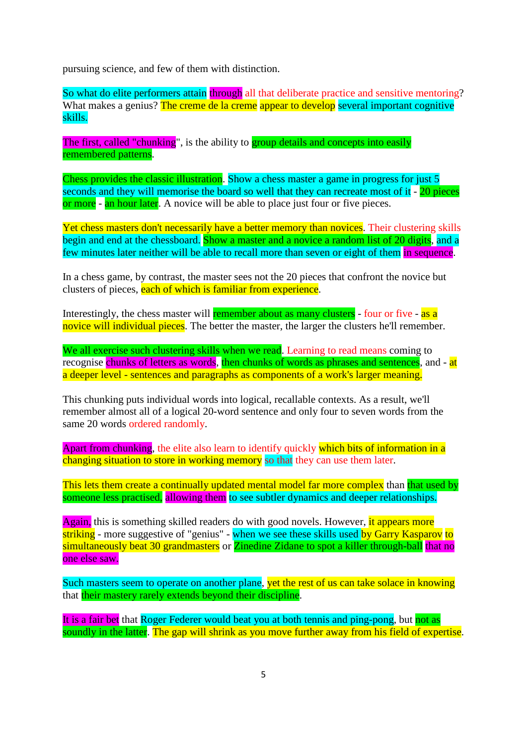pursuing science, and few of them with distinction.

So what do elite performers attain through all that deliberate practice and sensitive mentoring? What makes a genius? The creme de la creme appear to develop several important cognitive skills.

The first, called "chunking", is the ability to group details and concepts into easily remembered patterns.

Chess provides the classic illustration. Show a chess master a game in progress for just 5 seconds and they will memorise the board so well that they can recreate most of it - 20 pieces or more - an hour later. A novice will be able to place just four or five pieces.

Yet chess masters don't necessarily have a better memory than novices. Their clustering skills begin and end at the chessboard. Show a master and a novice a random list of 20 digits, and a few minutes later neither will be able to recall more than seven or eight of them in sequence.

In a chess game, by contrast, the master sees not the 20 pieces that confront the novice but clusters of pieces, each of which is familiar from experience.

Interestingly, the chess master will remember about as many clusters - four or five - as a novice will individual pieces. The better the master, the larger the clusters he'll remember.

We all exercise such clustering skills when we read. Learning to read means coming to recognise chunks of letters as words, then chunks of words as phrases and sentences, and - at a deeper level - sentences and paragraphs as components of a work's larger meaning.

This chunking puts individual words into logical, recallable contexts. As a result, we'll remember almost all of a logical 20-word sentence and only four to seven words from the same 20 words ordered randomly.

Apart from chunking, the elite also learn to identify quickly which bits of information in a changing situation to store in working memory so that they can use them later.

This lets them create a continually updated mental model far more complex than that used by someone less practised, allowing them to see subtler dynamics and deeper relationships.

Again, this is something skilled readers do with good novels. However, it appears more striking - more suggestive of "genius" - when we see these skills used by Garry Kasparov to simultaneously beat 30 grandmasters or Zinedine Zidane to spot a killer through-ball that no one else saw.

Such masters seem to operate on another plane, yet the rest of us can take solace in knowing that their mastery rarely extends beyond their discipline.

It is a fair bet that Roger Federer would beat you at both tennis and ping-pong, but not as soundly in the latter. The gap will shrink as you move further away from his field of expertise.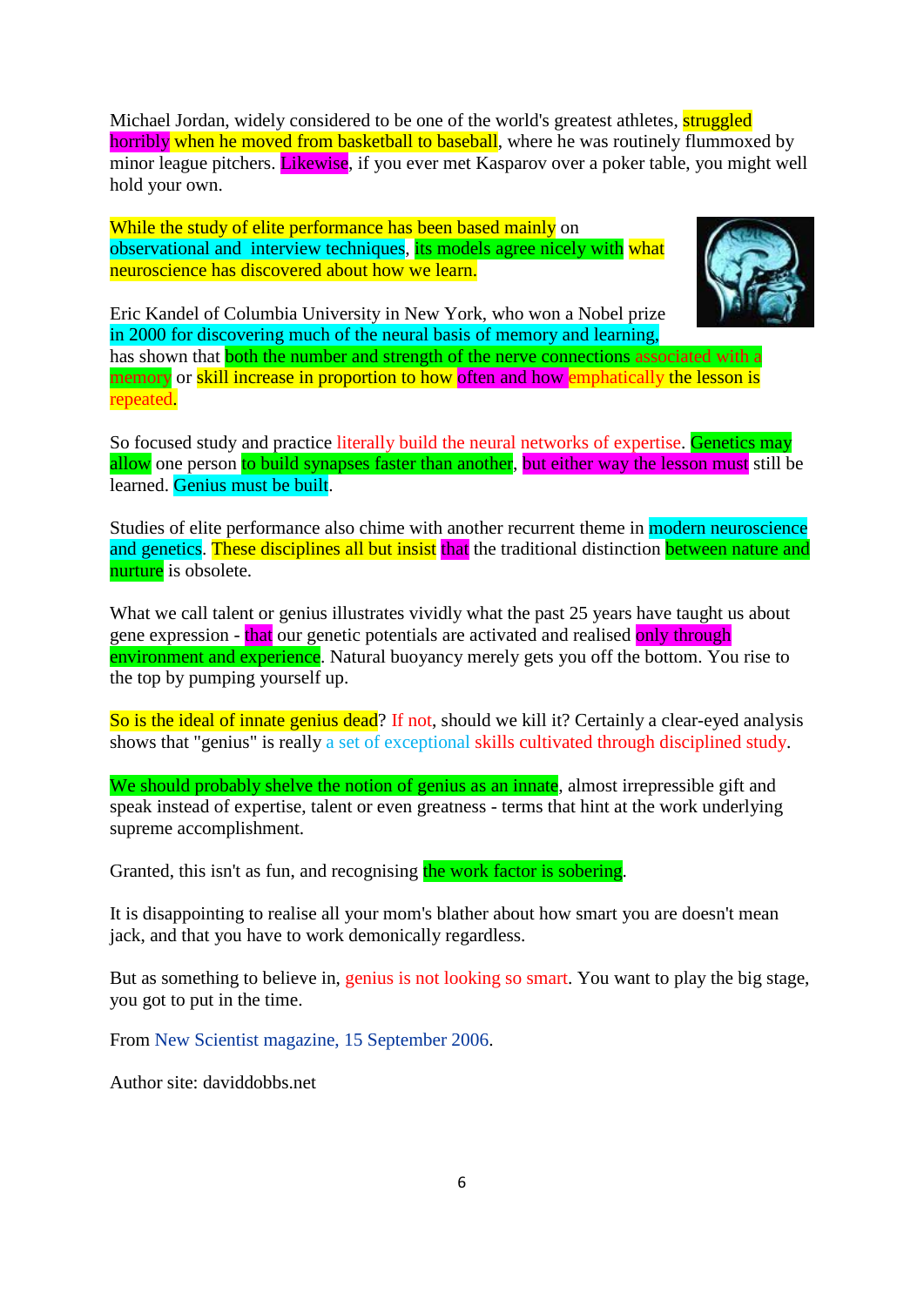Michael Jordan, widely considered to be one of the world's greatest athletes, struggled horribly when he moved from basketball to baseball, where he was routinely flummoxed by minor league pitchers. Likewise, if you ever met Kasparov over a poker table, you might well hold your own.

While the study of elite performance has been based mainly on observational and interview techniques, its models agree nicely with what neuroscience has discovered about how we learn.

Eric Kandel of Columbia University in New York, who won a Nobel prize in 2000 for discovering much of the neural basis of memory and learning, has shown that both the number and strength of the nerve connections associated with a memory or skill increase in proportion to how often and how emphatically the lesson is repeated.

So focused study and practice literally build the neural networks of expertise. Genetics may allow one person to build synapses faster than another, but either way the lesson must still be learned. Genius must be built.

Studies of elite performance also chime with another recurrent theme in modern neuroscience and genetics. These disciplines all but insist that the traditional distinction between nature and nurture is obsolete.

What we call talent or genius illustrates vividly what the past 25 years have taught us about gene expression - that our genetic potentials are activated and realised only through environment and experience. Natural buoyancy merely gets you off the bottom. You rise to the top by pumping yourself up.

So is the ideal of innate genius dead? If not, should we kill it? Certainly a clear-eyed analysis shows that "genius" is really a set of exceptional skills cultivated through disciplined study.

We should probably shelve the notion of genius as an innate, almost irrepressible gift and speak instead of expertise, talent or even greatness - terms that hint at the work underlying supreme accomplishment.

Granted, this isn't as fun, and recognising the work factor is sobering.

It is disappointing to realise all your mom's blather about how smart you are doesn't mean jack, and that you have to work demonically regardless.

But as something to believe in, genius is not looking so smart. You want to play the big stage, you got to put in the time.

From New Scientist magazine, 15 September 2006.

Author site: daviddobbs.net